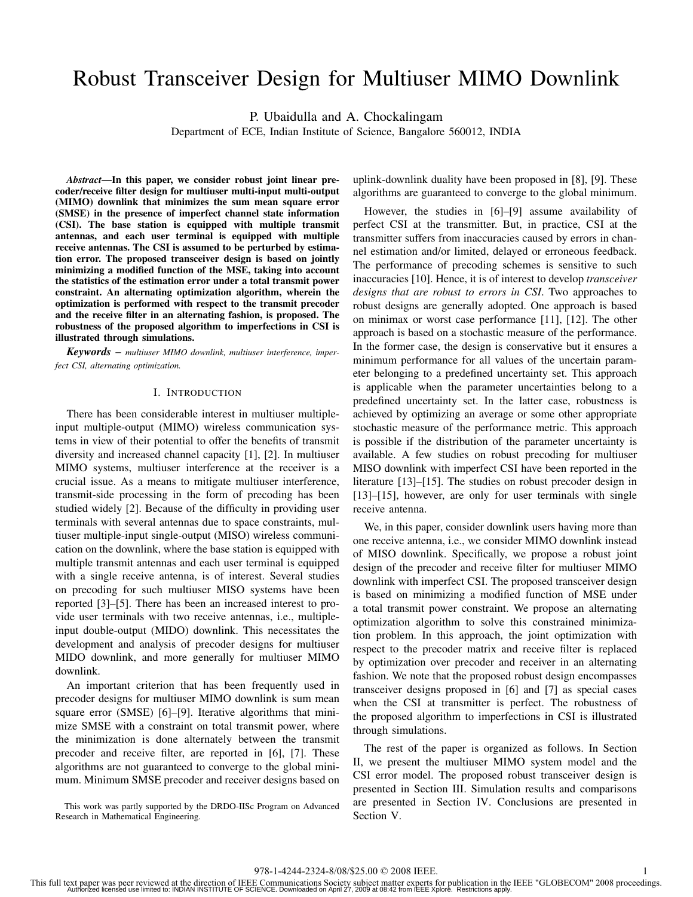# Robust Transceiver Design for Multiuser MIMO Downlink

P. Ubaidulla and A. Chockalingam

Department of ECE, Indian Institute of Science, Bangalore 560012, INDIA

***Abstract*—In this paper, we consider robust joint linear precoder/receive filter design for multiuser multi-input multi-output (MIMO) downlink that minimizes the sum mean square error (SMSE) in the presence of imperfect channel state information (CSI). The base station is equipped with multiple transmit antennas, and each user terminal is equipped with multiple receive antennas. The CSI is assumed to be perturbed by estimation error. The proposed transceiver design is based on jointly minimizing a modified function of the MSE, taking into account the statistics of the estimation error under a total transmit power constraint. An alternating optimization algorithm, wherein the optimization is performed with respect to the transmit precoder and the receive filter in an alternating fashion, is proposed. The robustness of the proposed algorithm to imperfections in CSI is illustrated through simulations.**

***Keywords*** – *multiuser MIMO downlink, multiuser interference, imperfect CSI, alternating optimization.*

## I. Introduction

There has been considerable interest in multiuser multiple-input multiple-output (MIMO) wireless communication systems in view of their potential to offer the benefits of transmit diversity and increased channel capacity [1], [2]. In multiuser MIMO systems, multiuser interference at the receiver is a crucial issue. As a means to mitigate multiuser interference, transmit-side processing in the form of precoding has been studied widely [2]. Because of the difficulty in providing user terminals with several antennas due to space constraints, multiuser multiple-input single-output (MISO) wireless communication on the downlink, where the base station is equipped with multiple transmit antennas and each user terminal is equipped with a single receive antenna, is of interest. Several studies on precoding for such multiuser MISO systems have been reported [3]–[5]. There has been an increased interest to provide user terminals with two receive antennas, i.e., multiple-input double-output (MIDO) downlink. This necessitates the development and analysis of precoder designs for multiuser MIDO downlink, and more generally for multiuser MIMO downlink.

An important criterion that has been frequently used in precoder designs for multiuser MIMO downlink is sum mean square error (SMSE) [6]–[9]. Iterative algorithms that minimize SMSE with a constraint on total transmit power, where the minimization is done alternately between the transmit precoder and receive filter, are reported in [6], [7]. These algorithms are not guaranteed to converge to the global minimum. Minimum SMSE precoder and receiver designs based on uplink-downlink duality have been proposed in [8], [9]. These algorithms are guaranteed to converge to the global minimum.

However, the studies in [6]–[9] assume availability of perfect CSI at the transmitter. But, in practice, CSI at the transmitter suffers from inaccuracies caused by errors in channel estimation and/or limited, delayed or erroneous feedback. The performance of precoding schemes is sensitive to such inaccuracies [10]. Hence, it is of interest to develop *transceiver designs that are robust to errors in CSI*. Two approaches to robust designs are generally adopted. One approach is based on minimax or worst case performance [11], [12]. The other approach is based on a stochastic measure of the performance. In the former case, the design is conservative but it ensures a minimum performance for all values of the uncertain parameter belonging to a predefined uncertainty set. This approach is applicable when the parameter uncertainties belong to a predefined uncertainty set. In the latter case, robustness is achieved by optimizing an average or some other appropriate stochastic measure of the performance metric. This approach is possible if the distribution of the parameter uncertainty is available. A few studies on robust precoding for multiuser MISO downlink with imperfect CSI have been reported in the literature [13]–[15]. The studies on robust precoder design in [13]–[15], however, are only for user terminals with single receive antenna.

We, in this paper, consider downlink users having more than one receive antenna, i.e., we consider MIMO downlink instead of MISO downlink. Specifically, we propose a robust joint design of the precoder and receive filter for multiuser MIMO downlink with imperfect CSI. The proposed transceiver design is based on minimizing a modified function of MSE under a total transmit power constraint. We propose an alternating optimization algorithm to solve this constrained minimization problem. In this approach, the joint optimization with respect to the precoder matrix and receive filter is replaced by optimization over precoder and receiver in an alternating fashion. We note that the proposed robust design encompasses transceiver designs proposed in [6] and [7] as special cases when the CSI at transmitter is perfect. The robustness of the proposed algorithm to imperfections in CSI is illustrated through simulations.

The rest of the paper is organized as follows. In Section II, we present the multiuser MIMO system model and the CSI error model. The proposed robust transceiver design is presented in Section III. Simulation results and comparisons are presented in Section IV. Conclusions are presented in Section V.

This work was partly supported by the DRDO-IISc Program on Advanced Research in Mathematical Engineering.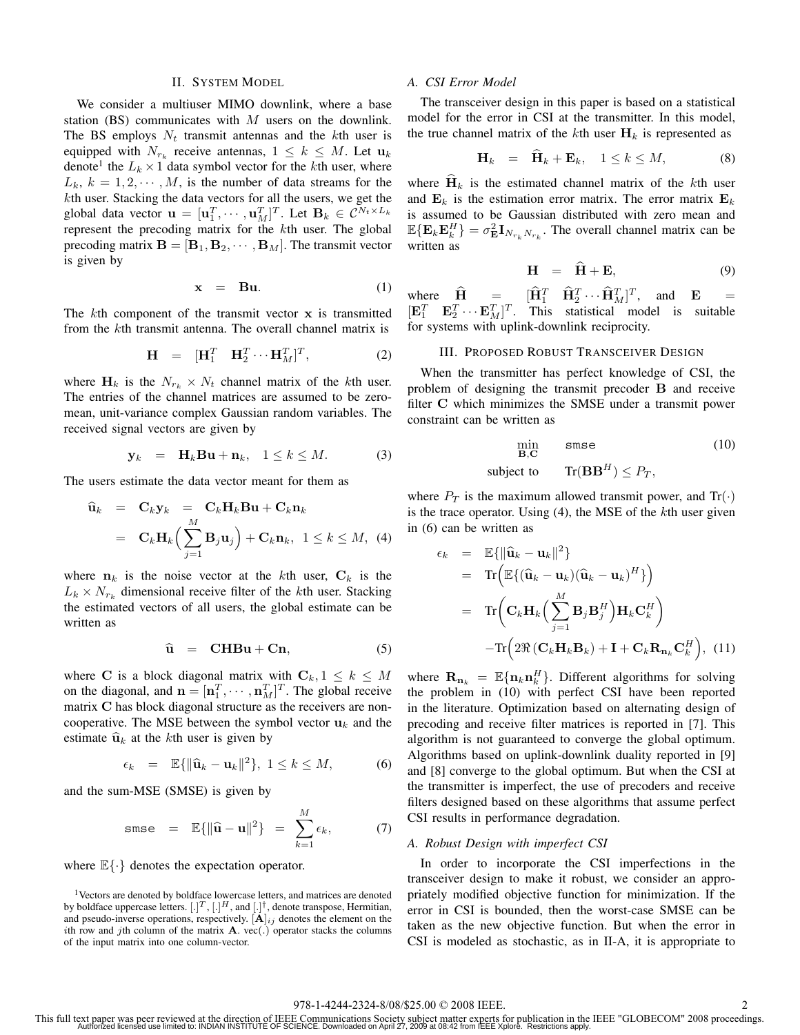## II. System Model

We consider a multiuser MIMO downlink, where a base station (BS) communicates with $M$ users on the downlink. The BS employs $N_t$ transmit antennas and the $k$th user is equipped with $N_{r_k}$ receive antennas, $1 \leq k \leq M$. Let $\mathbf{u}_k$ denote[1] the $L_k \times 1$ data symbol vector for the $k$th user, where $L_k$, $k = 1, 2, \cdots, M$, is the number of data streams for the $k$th user. Stacking the data vectors for all the users, we get the global data vector $\mathbf{u} = [\mathbf{u}_1^T, \cdots, \mathbf{u}_M^T]^T$. Let $\mathbf{B}_k \in \mathcal{C}^{N_t \times L_k}$ represent the precoding matrix for the $k$th user. The global precoding matrix $\mathbf{B} = [\mathbf{B}_1, \mathbf{B}_2, \cdots, \mathbf{B}_M]$. The transmit vector is given by

$$\mathbf{x} \quad = \quad \mathbf{B}\mathbf{u}. \tag{1}$$

The $k$th component of the transmit vector $\mathbf{x}$ is transmitted from the $k$th transmit antenna. The overall channel matrix is

$$\mathbf{H} \quad = \quad [\mathbf{H}_1^T \quad \mathbf{H}_2^T \cdots \mathbf{H}_M^T]^T, \tag{2}$$

where $\mathbf{H}_k$ is the $N_{r_k} \times N_t$ channel matrix of the $k$th user. The entries of the channel matrices are assumed to be zero-mean, unit-variance complex Gaussian random variables. The received signal vectors are given by

$$\mathbf{y}_k \quad = \quad \mathbf{H}_k \mathbf{B}\mathbf{u} + \mathbf{n}_k, \quad 1 \leq k \leq M. \tag{3}$$

The users estimate the data vector meant for them as

$$\begin{aligned}
\widehat{\mathbf{u}}_k &= \mathbf{C}_k \mathbf{y}_k \;=\; \mathbf{C}_k \mathbf{H}_k \mathbf{B}\mathbf{u} + \mathbf{C}_k \mathbf{n}_k \\
&= \mathbf{C}_k \mathbf{H}_k \Big( \sum_{j=1}^{M} \mathbf{B}_j \mathbf{u}_j \Big) + \mathbf{C}_k \mathbf{n}_k, \;\; 1 \leq k \leq M, \quad (4)
\end{aligned}$$

where $\mathbf{n}_k$ is the noise vector at the $k$th user, $\mathbf{C}_k$ is the $L_k \times N_{r_k}$ dimensional receive filter of the $k$th user. Stacking the estimated vectors of all users, the global estimate can be written as

$$\widehat{\mathbf{u}} \quad = \quad \mathbf{C}\mathbf{H}\mathbf{B}\mathbf{u} + \mathbf{C}\mathbf{n}, \tag{5}$$

where $\mathbf{C}$ is a block diagonal matrix with $\mathbf{C}_k, 1 \leq k \leq M$ on the diagonal, and $\mathbf{n} = [\mathbf{n}_1^T, \cdots, \mathbf{n}_M^T]^T$. The global receive matrix $\mathbf{C}$ has block diagonal structure as the receivers are non-cooperative. The MSE between the symbol vector $\mathbf{u}_k$ and the estimate $\widehat{\mathbf{u}}_k$ at the $k$th user is given by

$$\epsilon_k \quad = \quad \mathbb{E}\{\|\widehat{\mathbf{u}}_k - \mathbf{u}_k\|^2\}, \; 1 \leq k \leq M, \tag{6}$$

and the sum-MSE (SMSE) is given by

$$\texttt{smse} \quad = \quad \mathbb{E}\{\|\widehat{\mathbf{u}} - \mathbf{u}\|^2\} \quad = \quad \sum_{k=1}^{M} \epsilon_k, \tag{7}$$

where $\mathbb{E}\{\cdot\}$ denotes the expectation operator.

[1] Vectors are denoted by boldface lowercase letters, and matrices are denoted by boldface uppercase letters. $[.]^T$, $[.]^H$, and $[.]^\dagger$, denote transpose, Hermitian, and pseudo-inverse operations, respectively. $[\mathbf{A}]_{ij}$ denotes the element on the $i$th row and $j$th column of the matrix $\mathbf{A}$. vec(.) operator stacks the columns of the input matrix into one column-vector.

### A. CSI Error Model

The transceiver design in this paper is based on a statistical model for the error in CSI at the transmitter. In this model, the true channel matrix of the $k$th user $\mathbf{H}_k$ is represented as

$$\mathbf{H}_k \quad = \quad \widehat{\mathbf{H}}_k + \mathbf{E}_k, \quad 1 \leq k \leq M, \tag{8}$$

where $\widehat{\mathbf{H}}_k$ is the estimated channel matrix of the $k$th user and $\mathbf{E}_k$ is the estimation error matrix. The error matrix $\mathbf{E}_k$ is assumed to be Gaussian distributed with zero mean and $\mathbb{E}\{\mathbf{E}_k \mathbf{E}_k^H\} = \sigma_{\mathbf{E}}^2 \mathbf{I}_{N_{r_k} N_{r_k}}$. The overall channel matrix can be written as

$$\mathbf{H} \quad = \quad \widehat{\mathbf{H}} + \mathbf{E}, \tag{9}$$

where $\widehat{\mathbf{H}} = [\widehat{\mathbf{H}}_1^T \quad \widehat{\mathbf{H}}_2^T \cdots \widehat{\mathbf{H}}_M^T]^T$, and $\mathbf{E} = [\mathbf{E}_1^T \quad \mathbf{E}_2^T \cdots \mathbf{E}_M^T]^T$. This statistical model is suitable for systems with uplink-downlink reciprocity.

## III. Proposed Robust Transceiver Design

When the transmitter has perfect knowledge of CSI, the problem of designing the transmit precoder $\mathbf{B}$ and receive filter $\mathbf{C}$ which minimizes the SMSE under a transmit power constraint can be written as

$$\begin{aligned}
&\min_{\mathbf{B},\mathbf{C}} \qquad \texttt{smse} \qquad\qquad (10)\\
&\text{subject to} \qquad \text{Tr}(\mathbf{B}\mathbf{B}^H) \leq P_T,
\end{aligned}$$

where $P_T$ is the maximum allowed transmit power, and $\text{Tr}(\cdot)$ is the trace operator. Using (4), the MSE of the $k$th user given in (6) can be written as

$$\begin{aligned}
\epsilon_k &= \mathbb{E}\{\|\widehat{\mathbf{u}}_k - \mathbf{u}_k\|^2\} \\
&= \text{Tr}\Big(\mathbb{E}\{(\widehat{\mathbf{u}}_k - \mathbf{u}_k)(\widehat{\mathbf{u}}_k - \mathbf{u}_k)^H\}\Big) \\
&= \text{Tr}\Big(\mathbf{C}_k \mathbf{H}_k \Big(\sum_{j=1}^{M} \mathbf{B}_j \mathbf{B}_j^H\Big) \mathbf{H}_k \mathbf{C}_k^H\Big) \\
&\quad - \text{Tr}\Big(2\Re\left(\mathbf{C}_k \mathbf{H}_k \mathbf{B}_k\right) + \mathbf{I} + \mathbf{C}_k \mathbf{R}_{\mathbf{n}_k} \mathbf{C}_k^H\Big), \;\; (11)
\end{aligned}$$

where $\mathbf{R}_{\mathbf{n}_k} = \mathbb{E}\{\mathbf{n}_k \mathbf{n}_k^H\}$. Different algorithms for solving the problem in (10) with perfect CSI have been reported in the literature. Optimization based on alternating design of precoding and receive filter matrices is reported in [7]. This algorithm is not guaranteed to converge the global optimum. Algorithms based on uplink-downlink duality reported in [9] and [8] converge to the global optimum. But when the CSI at the transmitter is imperfect, the use of precoders and receive filters designed based on these algorithms that assume perfect CSI results in performance degradation.

### A. Robust Design with imperfect CSI

In order to incorporate the CSI imperfections in the transceiver design to make it robust, we consider an appropriately modified objective function for minimization. If the error in CSI is bounded, then the worst-case SMSE can be taken as the new objective function. But when the error in CSI is modeled as stochastic, as in II-A, it is appropriate to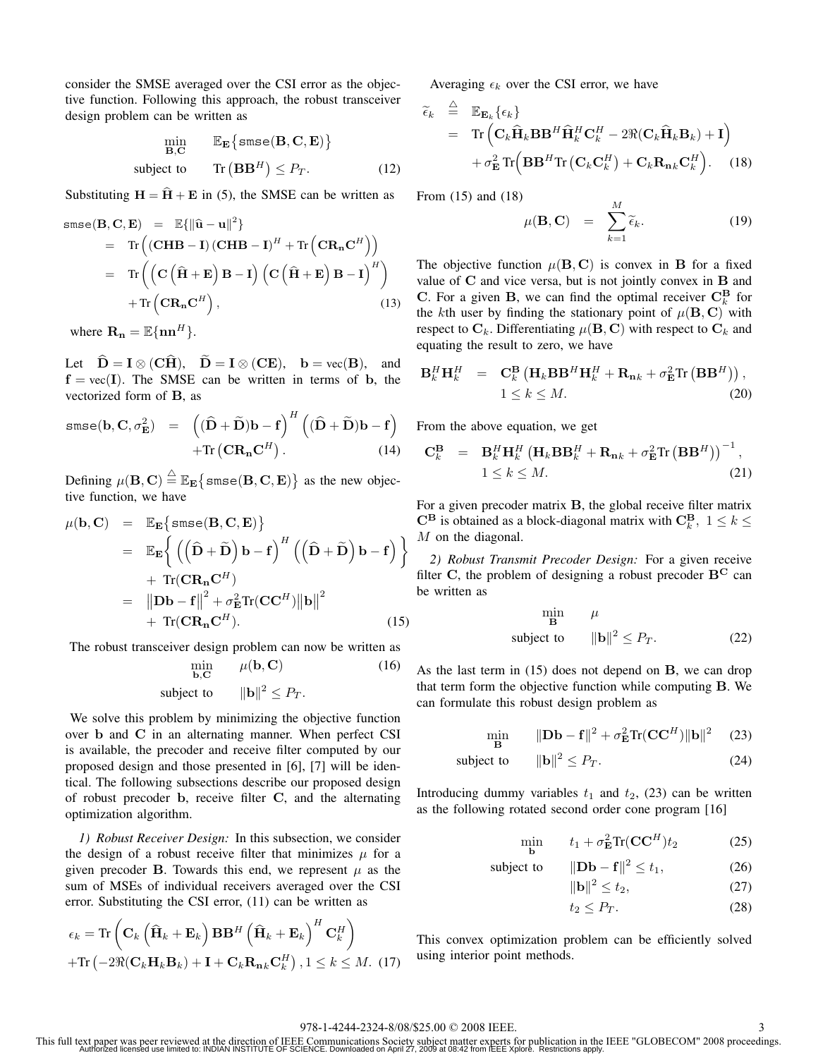consider the SMSE averaged over the CSI error as the objective function. Following this approach, the robust transceiver design problem can be written as

$$\begin{aligned} \min_{\mathbf{B},\mathbf{C}} \quad & \mathbb{E}_{\mathbf{E}}\big\{\texttt{smse}(\mathbf{B},\mathbf{C},\mathbf{E})\big\} \\ \text{subject to} \quad & \text{Tr}\left(\mathbf{B}\mathbf{B}^H\right) \le P_T. \end{aligned} \tag{12}$$

Substituting $\mathbf{H} = \widehat{\mathbf{H}} + \mathbf{E}$ in (5), the SMSE can be written as

$$\begin{aligned} \texttt{smse}(\mathbf{B},\mathbf{C},\mathbf{E}) &= \mathbb{E}\{\|\widehat{\mathbf{u}} - \mathbf{u}\|^2\} \\ &= \text{Tr}\left((\mathbf{CHB}-\mathbf{I})(\mathbf{CHB}-\mathbf{I})^H + \text{Tr}\left(\mathbf{C}\mathbf{R_n}\mathbf{C}^H\right)\right) \\ &= \text{Tr}\left(\left(\mathbf{C}\left(\widehat{\mathbf{H}}+\mathbf{E}\right)\mathbf{B}-\mathbf{I}\right)\left(\mathbf{C}\left(\widehat{\mathbf{H}}+\mathbf{E}\right)\mathbf{B}-\mathbf{I}\right)^H\right) \\ &\quad + \text{Tr}\left(\mathbf{C}\mathbf{R_n}\mathbf{C}^H\right), \end{aligned} \tag{13}$$

where $\mathbf{R_n} = \mathbb{E}\{\mathbf{n}\mathbf{n}^H\}$.

Let $\widehat{\mathbf{D}} = \mathbf{I} \otimes (\mathbf{C}\widehat{\mathbf{H}})$, $\widetilde{\mathbf{D}} = \mathbf{I} \otimes (\mathbf{C}\mathbf{E})$, $\mathbf{b} = \text{vec}(\mathbf{B})$, and $\mathbf{f} = \text{vec}(\mathbf{I})$. The SMSE can be written in terms of $\mathbf{b}$, the vectorized form of $\mathbf{B}$, as

$$\begin{aligned} \texttt{smse}(\mathbf{b},\mathbf{C},\sigma^2_{\mathbf{E}}) &= \left((\widehat{\mathbf{D}}+\widetilde{\mathbf{D}})\mathbf{b}-\mathbf{f}\right)^H\left((\widehat{\mathbf{D}}+\widetilde{\mathbf{D}})\mathbf{b}-\mathbf{f}\right) \\ &\quad + \text{Tr}\left(\mathbf{C}\mathbf{R_n}\mathbf{C}^H\right). \end{aligned} \tag{14}$$

Defining $\mu(\mathbf{B},\mathbf{C}) \stackrel{\triangle}{=} \mathbb{E}_{\mathbf{E}}\big\{\texttt{smse}(\mathbf{B},\mathbf{C},\mathbf{E})\big\}$ as the new objective function, we have

$$\begin{aligned} \mu(\mathbf{b},\mathbf{C}) &= \mathbb{E}_{\mathbf{E}}\big\{\texttt{smse}(\mathbf{B},\mathbf{C},\mathbf{E})\big\} \\ &= \mathbb{E}_{\mathbf{E}}\bigg\{\left(\left(\widehat{\mathbf{D}}+\widetilde{\mathbf{D}}\right)\mathbf{b}-\mathbf{f}\right)^H\left(\left(\widehat{\mathbf{D}}+\widetilde{\mathbf{D}}\right)\mathbf{b}-\mathbf{f}\right)\bigg\} \\ &\quad + \text{Tr}(\mathbf{C}\mathbf{R_n}\mathbf{C}^H) \\ &= \left\|\mathbf{D}\mathbf{b}-\mathbf{f}\right\|^2 + \sigma^2_{\mathbf{E}}\text{Tr}(\mathbf{C}\mathbf{C}^H)\left\|\mathbf{b}\right\|^2 \\ &\quad + \text{Tr}(\mathbf{C}\mathbf{R_n}\mathbf{C}^H). \end{aligned} \tag{15}$$

The robust transceiver design problem can now be written as

$$\begin{aligned} \min_{\mathbf{b},\mathbf{C}} \quad & \mu(\mathbf{b},\mathbf{C}) \\ \text{subject to} \quad & \|\mathbf{b}\|^2 \le P_T. \end{aligned} \tag{16}$$

We solve this problem by minimizing the objective function over $\mathbf{b}$ and $\mathbf{C}$ in an alternating manner. When perfect CSI is available, the precoder and receive filter computed by our proposed design and those presented in [6], [7] will be identical. The following subsections describe our proposed design of robust precoder $\mathbf{b}$, receive filter $\mathbf{C}$, and the alternating optimization algorithm.

*1) Robust Receiver Design:* In this subsection, we consider the design of a robust receive filter that minimizes $\mu$ for a given precoder $\mathbf{B}$. Towards this end, we represent $\mu$ as the sum of MSEs of individual receivers averaged over the CSI error. Substituting the CSI error, (11) can be written as

$$\begin{aligned} \epsilon_k &= \text{Tr}\left(\mathbf{C}_k\left(\widehat{\mathbf{H}}_k+\mathbf{E}_k\right)\mathbf{B}\mathbf{B}^H\left(\widehat{\mathbf{H}}_k+\mathbf{E}_k\right)^H\mathbf{C}_k^H\right) \\ &\quad + \text{Tr}\left(-2\Re(\mathbf{C}_k\mathbf{H}_k\mathbf{B}_k) + \mathbf{I} + \mathbf{C}_k\mathbf{R}_{\mathbf{n}k}\mathbf{C}_k^H\right), 1 \le k \le M. \end{aligned} \tag{17}$$

Averaging $\epsilon_k$ over the CSI error, we have

$$\begin{aligned} \widetilde{\epsilon}_k &\stackrel{\triangle}{=} \mathbb{E}_{\mathbf{E}_k}\{\epsilon_k\} \\ &= \text{Tr}\left(\mathbf{C}_k\widehat{\mathbf{H}}_k\mathbf{B}\mathbf{B}^H\widehat{\mathbf{H}}_k^H\mathbf{C}_k^H - 2\Re(\mathbf{C}_k\widehat{\mathbf{H}}_k\mathbf{B}_k) + \mathbf{I}\right) \\ &\quad + \sigma^2_{\mathbf{E}}\,\text{Tr}\left(\mathbf{B}\mathbf{B}^H\text{Tr}\left(\mathbf{C}_k\mathbf{C}_k^H\right) + \mathbf{C}_k\mathbf{R}_{\mathbf{n}k}\mathbf{C}_k^H\right). \end{aligned} \tag{18}$$

From (15) and (18)

$$\mu(\mathbf{B},\mathbf{C}) = \sum_{k=1}^{M}\widetilde{\epsilon}_k. \tag{19}$$

The objective function $\mu(\mathbf{B},\mathbf{C})$ is convex in $\mathbf{B}$ for a fixed value of $\mathbf{C}$ and vice versa, but is not jointly convex in $\mathbf{B}$ and $\mathbf{C}$. For a given $\mathbf{B}$, we can find the optimal receiver $\mathbf{C}_k^{\mathbf{B}}$ for the $k$th user by finding the stationary point of $\mu(\mathbf{B},\mathbf{C})$ with respect to $\mathbf{C}_k$. Differentiating $\mu(\mathbf{B},\mathbf{C})$ with respect to $\mathbf{C}_k$ and equating the result to zero, we have

$$\begin{aligned} \mathbf{B}_k^H\mathbf{H}_k^H &= \mathbf{C}_k^{\mathbf{B}}\left(\mathbf{H}_k\mathbf{B}\mathbf{B}^H\mathbf{H}_k^H + \mathbf{R}_{\mathbf{n}k} + \sigma^2_{\mathbf{E}}\text{Tr}\left(\mathbf{B}\mathbf{B}^H\right)\right), \\ & \quad 1 \le k \le M. \end{aligned} \tag{20}$$

From the above equation, we get

$$\begin{aligned} \mathbf{C}_k^{\mathbf{B}} &= \mathbf{B}_k^H\mathbf{H}_k^H\left(\mathbf{H}_k\mathbf{B}\mathbf{B}_k^H + \mathbf{R}_{\mathbf{n}k} + \sigma^2_{\mathbf{E}}\text{Tr}\left(\mathbf{B}\mathbf{B}^H\right)\right)^{-1}, \\ & \quad 1 \le k \le M. \end{aligned} \tag{21}$$

For a given precoder matrix $\mathbf{B}$, the global receive filter matrix $\mathbf{C}^{\mathbf{B}}$ is obtained as a block-diagonal matrix with $\mathbf{C}_k^{\mathbf{B}}$, $1 \le k \le M$ on the diagonal.

*2) Robust Transmit Precoder Design:* For a given receive filter $\mathbf{C}$, the problem of designing a robust precoder $\mathbf{B}^{\mathbf{C}}$ can be written as

$$\begin{aligned} \min_{\mathbf{B}} \quad & \mu \\ \text{subject to} \quad & \|\mathbf{b}\|^2 \le P_T. \end{aligned} \tag{22}$$

As the last term in (15) does not depend on $\mathbf{B}$, we can drop that term form the objective function while computing $\mathbf{B}$. We can formulate this robust design problem as

$$\min_{\mathbf{B}} \quad \|\mathbf{D}\mathbf{b}-\mathbf{f}\|^2 + \sigma^2_{\mathbf{E}}\text{Tr}(\mathbf{C}\mathbf{C}^H)\|\mathbf{b}\|^2 \tag{23}$$

$$\text{subject to} \quad \|\mathbf{b}\|^2 \le P_T. \tag{24}$$

Introducing dummy variables $t_1$ and $t_2$, (23) can be written as the following rotated second order cone program [16]

$$\min_{\mathbf{b}} \quad t_1 + \sigma^2_{\mathbf{E}}\text{Tr}(\mathbf{C}\mathbf{C}^H)t_2 \tag{25}$$

$$\text{subject to} \quad \|\mathbf{D}\mathbf{b}-\mathbf{f}\|^2 \le t_1, \tag{26}$$

$$\|\mathbf{b}\|^2 \le t_2, \tag{27}$$

$$t_2 \le P_T. \tag{28}$$

This convex optimization problem can be efficiently solved using interior point methods.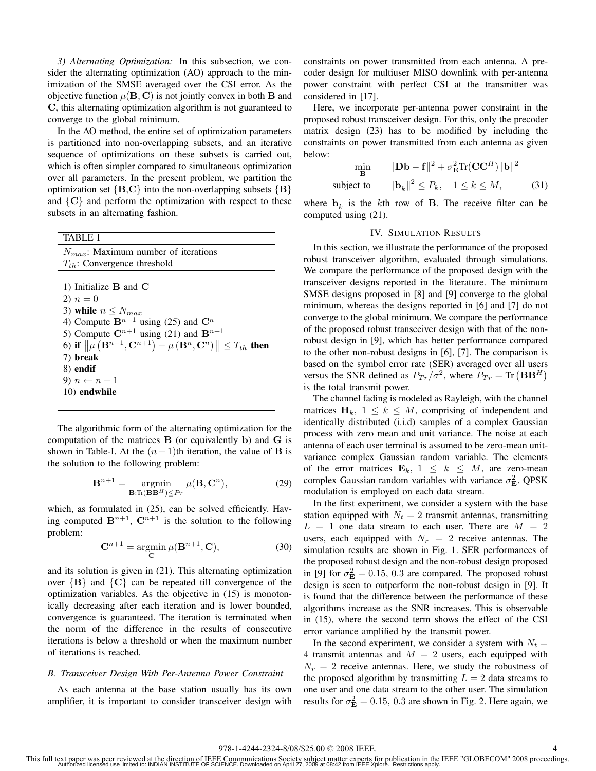*3) Alternating Optimization:* In this subsection, we consider the alternating optimization (AO) approach to the minimization of the SMSE averaged over the CSI error. As the objective function $\mu(\mathbf{B}, \mathbf{C})$ is not jointly convex in both $\mathbf{B}$ and $\mathbf{C}$, this alternating optimization algorithm is not guaranteed to converge to the global minimum.

In the AO method, the entire set of optimization parameters is partitioned into non-overlapping subsets, and an iterative sequence of optimizations on these subsets is carried out, which is often simpler compared to simultaneous optimization over all parameters. In the present problem, we partition the optimization set $\{\mathbf{B}, \mathbf{C}\}$ into the non-overlapping subsets $\{\mathbf{B}\}$ and $\{\mathbf{C}\}$ and perform the optimization with respect to these subsets in an alternating fashion.

TABLE I

$N_{max}$: Maximum number of iterations
$T_{th}$: Convergence threshold

1) Initialize $\mathbf{B}$ and $\mathbf{C}$
2) $n = 0$
3) **while** $n \leq N_{max}$
4) Compute $\mathbf{B}^{n+1}$ using (25) and $\mathbf{C}^n$
5) Compute $\mathbf{C}^{n+1}$ using (21) and $\mathbf{B}^{n+1}$
6) **if** $\left\| \mu\left(\mathbf{B}^{n+1}, \mathbf{C}^{n+1}\right) - \mu\left(\mathbf{B}^n, \mathbf{C}^n\right) \right\| \leq T_{th}$ **then**
7) **break**
8) **endif**
9) $n \leftarrow n + 1$
10) **endwhile**

The algorithmic form of the alternating optimization for the computation of the matrices $\mathbf{B}$ (or equivalently $\mathbf{b}$) and $\mathbf{G}$ is shown in Table-I. At the $(n+1)$th iteration, the value of $\mathbf{B}$ is the solution to the following problem:

$$\mathbf{B}^{n+1} = \underset{\mathbf{B}:\mathrm{Tr}(\mathbf{B}\mathbf{B}^H) \leq P_T}{\operatorname{argmin}} \; \mu(\mathbf{B}, \mathbf{C}^n), \tag{29}$$

which, as formulated in (25), can be solved efficiently. Having computed $\mathbf{B}^{n+1}$, $\mathbf{C}^{n+1}$ is the solution to the following problem:

$$\mathbf{C}^{n+1} = \underset{\mathbf{C}}{\operatorname{argmin}} \, \mu(\mathbf{B}^{n+1}, \mathbf{C}), \tag{30}$$

and its solution is given in (21). This alternating optimization over $\{\mathbf{B}\}$ and $\{\mathbf{C}\}$ can be repeated till convergence of the optimization variables. As the objective in (15) is monotonically decreasing after each iteration and is lower bounded, convergence is guaranteed. The iteration is terminated when the norm of the difference in the results of consecutive iterations is below a threshold or when the maximum number of iterations is reached.

### *B. Transceiver Design With Per-Antenna Power Constraint*

As each antenna at the base station usually has its own amplifier, it is important to consider transceiver design with constraints on power transmitted from each antenna. A precoder design for multiuser MISO downlink with per-antenna power constraint with perfect CSI at the transmitter was considered in [17].

Here, we incorporate per-antenna power constraint in the proposed robust transceiver design. For this, only the precoder matrix design (23) has to be modified by including the constraints on power transmitted from each antenna as given below:

$$\begin{aligned} \min_{\mathbf{B}} \quad & \|\mathbf{D}\mathbf{b} - \mathbf{f}\|^2 + \sigma_{\mathbf{E}}^2 \mathrm{Tr}(\mathbf{C}\mathbf{C}^H)\|\mathbf{b}\|^2 \\ \text{subject to} \quad & \|\underline{\mathbf{b}}_k\|^2 \leq P_k, \quad 1 \leq k \leq M, \end{aligned} \tag{31}$$

where $\underline{\mathbf{b}}_k$ is the $k$th row of $\mathbf{B}$. The receive filter can be computed using (21).

## IV. Simulation Results

In this section, we illustrate the performance of the proposed robust transceiver algorithm, evaluated through simulations. We compare the performance of the proposed design with the transceiver designs reported in the literature. The minimum SMSE designs proposed in [8] and [9] converge to the global minimum, whereas the designs reported in [6] and [7] do not converge to the global minimum. We compare the performance of the proposed robust transceiver design with that of the non-robust design in [9], which has better performance compared to the other non-robust designs in [6], [7]. The comparison is based on the symbol error rate (SER) averaged over all users versus the SNR defined as $P_{Tr}/\sigma^2$, where $P_{Tr} = \mathrm{Tr}\left(\mathbf{B}\mathbf{B}^H\right)$ is the total transmit power.

The channel fading is modeled as Rayleigh, with the channel matrices $\mathbf{H}_k$, $1 \leq k \leq M$, comprising of independent and identically distributed (i.i.d) samples of a complex Gaussian process with zero mean and unit variance. The noise at each antenna of each user terminal is assumed to be zero-mean unit-variance complex Gaussian random variable. The elements of the error matrices $\mathbf{E}_k$, $1 \leq k \leq M$, are zero-mean complex Gaussian random variables with variance $\sigma_{\mathbf{E}}^2$. QPSK modulation is employed on each data stream.

In the first experiment, we consider a system with the base station equipped with $N_t = 2$ transmit antennas, transmitting $L = 1$ one data stream to each user. There are $M = 2$ users, each equipped with $N_r = 2$ receive antennas. The simulation results are shown in Fig. 1. SER performances of the proposed robust design and the non-robust design proposed in [9] for $\sigma_{\mathbf{E}}^2 = 0.15,\, 0.3$ are compared. The proposed robust design is seen to outperform the non-robust design in [9]. It is found that the difference between the performance of these algorithms increase as the SNR increases. This is observable in (15), where the second term shows the effect of the CSI error variance amplified by the transmit power.

In the second experiment, we consider a system with $N_t = 4$ transmit antennas and $M = 2$ users, each equipped with $N_r = 2$ receive antennas. Here, we study the robustness of the proposed algorithm by transmitting $L = 2$ data streams to one user and one data stream to the other user. The simulation results for $\sigma_{\mathbf{E}}^2 = 0.15,\, 0.3$ are shown in Fig. 2. Here again, we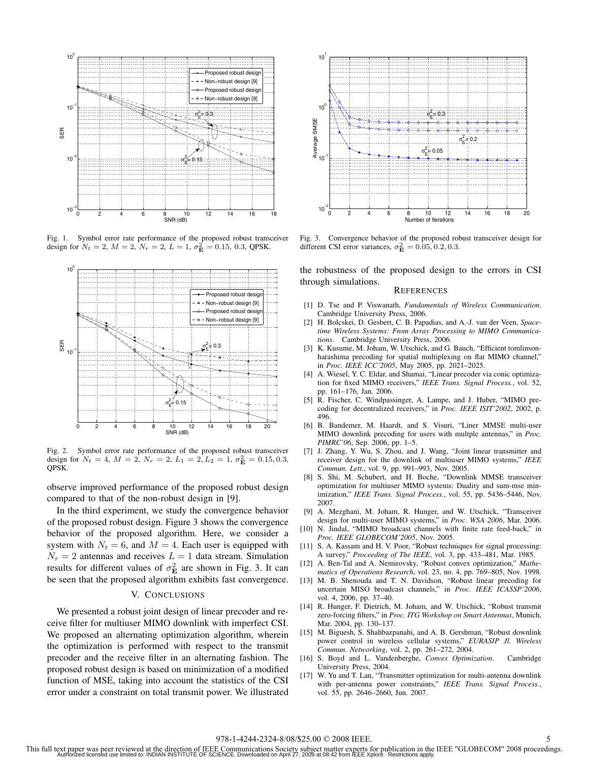10^0

10^-1

10^-2

10^-3

SER

0 2 4 6 8 10 12 14 16 18

SNR (dB)

Proposed robust design

Non–robust design [9]

Proposed robust design

Non–robust design [9]

$\sigma_E^2 = 0.3$

$\sigma_E^2 = 0.15$

Fig. 1. Symbol error rate performance of the proposed robust transceiver design for $N_t = 2$, $M = 2$, $N_r = 2$, $L = 1$, $\sigma_{\mathbf{E}}^2 = 0.15,\ 0.3$, QPSK.

10^0

10^-1

SER

0 2 4 6 8 10 12 14 16 18 20

SNR (dB)

Proposed robust design

Non–robust design [9]

Proposed robust design

Non–robsut design [9]

$\sigma_E^2 = 0.3$

$\sigma_E^2 = 0.15$

Fig. 2. Symbol error rate performance of the proposed robust transceiver design for $N_t = 4$, $M = 2$, $N_r = 2$, $L_1 = 2, L_2 = 1$, $\sigma_{\mathbf{E}}^2 = 0.15, 0.3$, QPSK.

observe improved performance of the proposed robust design compared to that of the non-robust design in [9].

In the third experiment, we study the convergence behavior of the proposed robust design. Figure 3 shows the convergence behavior of the proposed algorithm. Here, we consider a system with $N_t = 6$, and $M = 4$. Each user is equipped with $N_r = 2$ antennas and receives $L = 1$ data stream. Simulation results for different values of $\sigma_{\mathbf{E}}^2$ are shown in Fig. 3. It can be seen that the proposed algorithm exhibits fast convergence.

## V. Conclusions

We presented a robust joint design of linear precoder and receive filter for multiuser MIMO downlink with imperfect CSI. We proposed an alternating optimization algorithm, wherein the optimization is performed with respect to the transmit precoder and the receive filter in an alternating fashion. The proposed robust design is based on minimization of a modified function of MSE, taking into account the statistics of the CSI error under a constraint on total transmit power. We illustrated

10^1

10^0

10^-1

10^-2

Average SMSE

0 2 4 6 8 10 12 14 16 18 20

Number of Iterations

$\sigma_E^2 = 0.3$

$\sigma_E^2 = 0.2$

$\sigma_E^2 = 0.05$

Fig. 3. Convergence behavior of the proposed robust transceiver design for different CSI error variances, $\sigma_{\mathbf{E}}^2 = 0.05, 0.2, 0.3$.

the robustness of the proposed design to the errors in CSI through simulations.

## References

[1] D. Tse and P. Viswanath, *Fundamentals of Wireless Communication*. Cambridge University Press, 2006.

[2] H. Bolcskei, D. Gesbert, C. B. Papadias, and A.-J. van der Veen, *Space-time Wireless Systems: From Array Processing to MIMO Communications*. Cambridge University Press, 2006.

[3] K. Kusume, M. Joham, W. Utschick, and G. Bauch, "Efficient tomlinson-harashima precoding for spatial multiplexing on flat MIMO channel," in *Proc. IEEE ICC'2005*, May 2005, pp. 2021–2025.

[4] A. Wiesel, Y. C. Eldar, and Shamai, "Linear precoder via conic optimization for fixed MIMO receivers," *IEEE Trans. Signal Process.*, vol. 52, pp. 161–176, Jan. 2006.

[5] R. Fischer, C. Windpassinger, A. Lampe, and J. Huber, "MIMO precoding for decentralized receivers," in *Proc. IEEE ISIT'2002*, 2002, p. 496.

[6] B. Bandemer, M. Haardt, and S. Visuri, "Liner MMSE multi-user MIMO downlink precoding for users with multple antennas," in *Proc. PIMRC'06*, Sep. 2006, pp. 1–5.

[7] J. Zhang, Y. Wu, S. Zhou, and J. Wang, "Joint linear transmitter and receiver design for the downlink of multiuser MIMO systems," *IEEE Commun. Lett.*, vol. 9, pp. 991–993, Nov. 2005.

[8] S. Shi, M. Schubert, and H. Boche, "Downlink MMSE transceiver optimization for multiuser MIMO systems: Duality and sum-mse minimization," *IEEE Trans. Signal Process.*, vol. 55, pp. 5436–5446, Nov. 2007.

[9] A. Mezghani, M. Joham, R. Hunger, and W. Utschick, "Transceiver design for multi-user MIMO systems," in *Proc. WSA 2006*, Mar. 2006.

[10] N. Jindal, "MIMO broadcast channels with finite rate feed-back," in *Proc. IEEE GLOBECOM'2005*, Nov. 2005.

[11] S. A. Kassam and H. V. Poor, "Robust techniques for signal processing: A survey," *Proceeding of The IEEE*, vol. 3, pp. 433–481, Mar. 1985.

[12] A. Ben-Tal and A. Nemirovsky, "Robust convex optimization," *Mathematics of Operations Research*, vol. 23, no. 4, pp. 769–805, Nov. 1998.

[13] M. B. Shenouda and T. N. Davidson, "Robust linear precoding for uncertain MISO broadcast channels," in *Proc. IEEE ICASSP'2006*, vol. 4, 2006, pp. 37–40.

[14] R. Hunger, F. Dietrich, M. Joham, and W. Utschick, "Robust transmit zero-forcing filters," in *Proc. ITG Workshop on Smart Antennas*, Munich, Mar. 2004, pp. 130–137.

[15] M. Biguesh, S. Shahbazpanahi, and A. B. Gershman, "Robust downlink power control in wireless cellular systems," *EURASIP Jl. Wireless Commun. Networking*, vol. 2, pp. 261–272, 2004.

[16] S. Boyd and L. Vandenberghe, *Convex Optimization*. Cambridge University Press, 2004.

[17] W. Yu and T. Lan, "Transmitter optimization for multi-antenna downlink with per-antenna power constraints," *IEEE Trans. Signal Process.*, vol. 55, pp. 2646–2660, Jun. 2007.